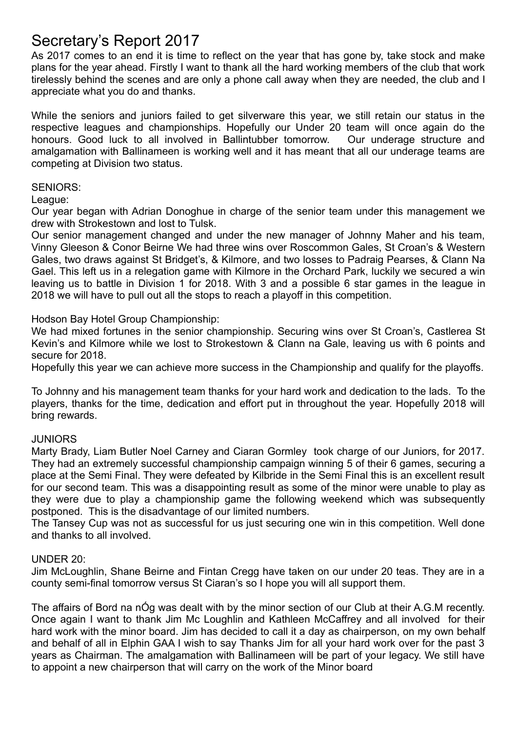# Secretary's Report 2017

As 2017 comes to an end it is time to reflect on the year that has gone by, take stock and make plans for the year ahead. Firstly I want to thank all the hard working members of the club that work tirelessly behind the scenes and are only a phone call away when they are needed, the club and I appreciate what you do and thanks.

While the seniors and juniors failed to get silverware this year, we still retain our status in the respective leagues and championships. Hopefully our Under 20 team will once again do the honours. Good luck to all involved in Ballintubber tomorrow. Our underage structure and amalgamation with Ballinameen is working well and it has meant that all our underage teams are competing at Division two status.

SENIORS:

League:

Our year began with Adrian Donoghue in charge of the senior team under this management we drew with Strokestown and lost to Tulsk.

Our senior management changed and under the new manager of Johnny Maher and his team, Vinny Gleeson & Conor Beirne We had three wins over Roscommon Gales, St Croan's & Western Gales, two draws against St Bridget's, & Kilmore, and two losses to Padraig Pearses, & Clann Na Gael. This left us in a relegation game with Kilmore in the Orchard Park, luckily we secured a win leaving us to battle in Division 1 for 2018. With 3 and a possible 6 star games in the league in 2018 we will have to pull out all the stops to reach a playoff in this competition.

Hodson Bay Hotel Group Championship:

We had mixed fortunes in the senior championship. Securing wins over St Croan's, Castlerea St Kevin's and Kilmore while we lost to Strokestown & Clann na Gale, leaving us with 6 points and secure for 2018.

Hopefully this year we can achieve more success in the Championship and qualify for the playoffs.

To Johnny and his management team thanks for your hard work and dedication to the lads. To the players, thanks for the time, dedication and effort put in throughout the year. Hopefully 2018 will bring rewards.

JUNIORS

Marty Brady, Liam Butler Noel Carney and Ciaran Gormley took charge of our Juniors, for 2017. They had an extremely successful championship campaign winning 5 of their 6 games, securing a place at the Semi Final. They were defeated by Kilbride in the Semi Final this is an excellent result for our second team. This was a disappointing result as some of the minor were unable to play as they were due to play a championship game the following weekend which was subsequently postponed. This is the disadvantage of our limited numbers.

The Tansey Cup was not as successful for us just securing one win in this competition. Well done and thanks to all involved.

UNDER 20:

Jim McLoughlin, Shane Beirne and Fintan Cregg have taken on our under 20 teas. They are in a county semi-final tomorrow versus St Ciaran's so I hope you will all support them.

The affairs of Bord na nÓg was dealt with by the minor section of our Club at their A.G.M recently. Once again I want to thank Jim Mc Loughlin and Kathleen McCaffrey and all involved for their hard work with the minor board. Jim has decided to call it a day as chairperson, on my own behalf and behalf of all in Elphin GAA I wish to say Thanks Jim for all your hard work over for the past 3 years as Chairman. The amalgamation with Ballinameen will be part of your legacy. We still have to appoint a new chairperson that will carry on the work of the Minor board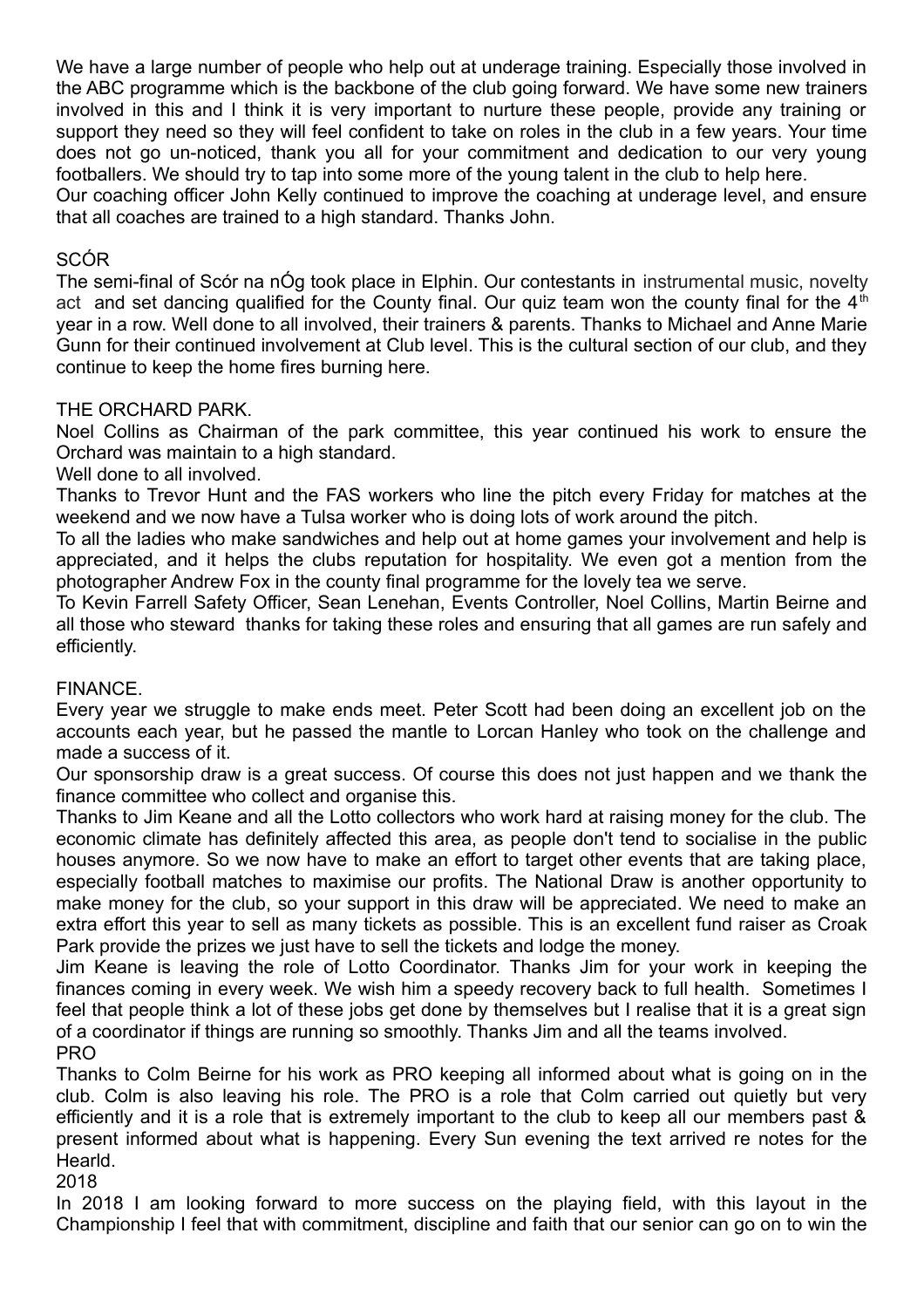We have a large number of people who help out at underage training. Especially those involved in the ABC programme which is the backbone of the club going forward. We have some new trainers involved in this and I think it is very important to nurture these people, provide any training or support they need so they will feel confident to take on roles in the club in a few years. Your time does not go un-noticed, thank you all for your commitment and dedication to our very young footballers. We should try to tap into some more of the young talent in the club to help here.

Our coaching officer John Kelly continued to improve the coaching at underage level, and ensure that all coaches are trained to a high standard. Thanks John.

## SCÓR

The semi-final of Scór na nÓg took place in Elphin. Our contestants in instrumental music, novelty act and set dancing qualified for the County final. Our quiz team won the county final for the 4th year in a row. Well done to all involved, their trainers & parents. Thanks to Michael and Anne Marie Gunn for their continued involvement at Club level. This is the cultural section of our club, and they continue to keep the home fires burning here.

## THE ORCHARD PARK.

Noel Collins as Chairman of the park committee, this year continued his work to ensure the Orchard was maintain to a high standard.

Well done to all involved.

Thanks to Trevor Hunt and the FAS workers who line the pitch every Friday for matches at the weekend and we now have a Tulsa worker who is doing lots of work around the pitch.

To all the ladies who make sandwiches and help out at home games your involvement and help is appreciated, and it helps the clubs reputation for hospitality. We even got a mention from the photographer Andrew Fox in the county final programme for the lovely tea we serve.

To Kevin Farrell Safety Officer, Sean Lenehan, Events Controller, Noel Collins, Martin Beirne and all those who steward thanks for taking these roles and ensuring that all games are run safely and efficiently.

## FINANCE.

Every year we struggle to make ends meet. Peter Scott had been doing an excellent job on the accounts each year, but he passed the mantle to Lorcan Hanley who took on the challenge and made a success of it.

Our sponsorship draw is a great success. Of course this does not just happen and we thank the finance committee who collect and organise this.

Thanks to Jim Keane and all the Lotto collectors who work hard at raising money for the club. The economic climate has definitely affected this area, as people don't tend to socialise in the public houses anymore. So we now have to make an effort to target other events that are taking place, especially football matches to maximise our profits. The National Draw is another opportunity to make money for the club, so your support in this draw will be appreciated. We need to make an extra effort this year to sell as many tickets as possible. This is an excellent fund raiser as Croak Park provide the prizes we just have to sell the tickets and lodge the money.

Jim Keane is leaving the role of Lotto Coordinator. Thanks Jim for your work in keeping the finances coming in every week. We wish him a speedy recovery back to full health. Sometimes I feel that people think a lot of these jobs get done by themselves but I realise that it is a great sign of a coordinator if things are running so smoothly. Thanks Jim and all the teams involved.

## PRO

Thanks to Colm Beirne for his work as PRO keeping all informed about what is going on in the club. Colm is also leaving his role. The PRO is a role that Colm carried out quietly but very efficiently and it is a role that is extremely important to the club to keep all our members past & present informed about what is happening. Every Sun evening the text arrived re notes for the Hearld.

## 2018

In 2018 I am looking forward to more success on the playing field, with this layout in the Championship I feel that with commitment, discipline and faith that our senior can go on to win the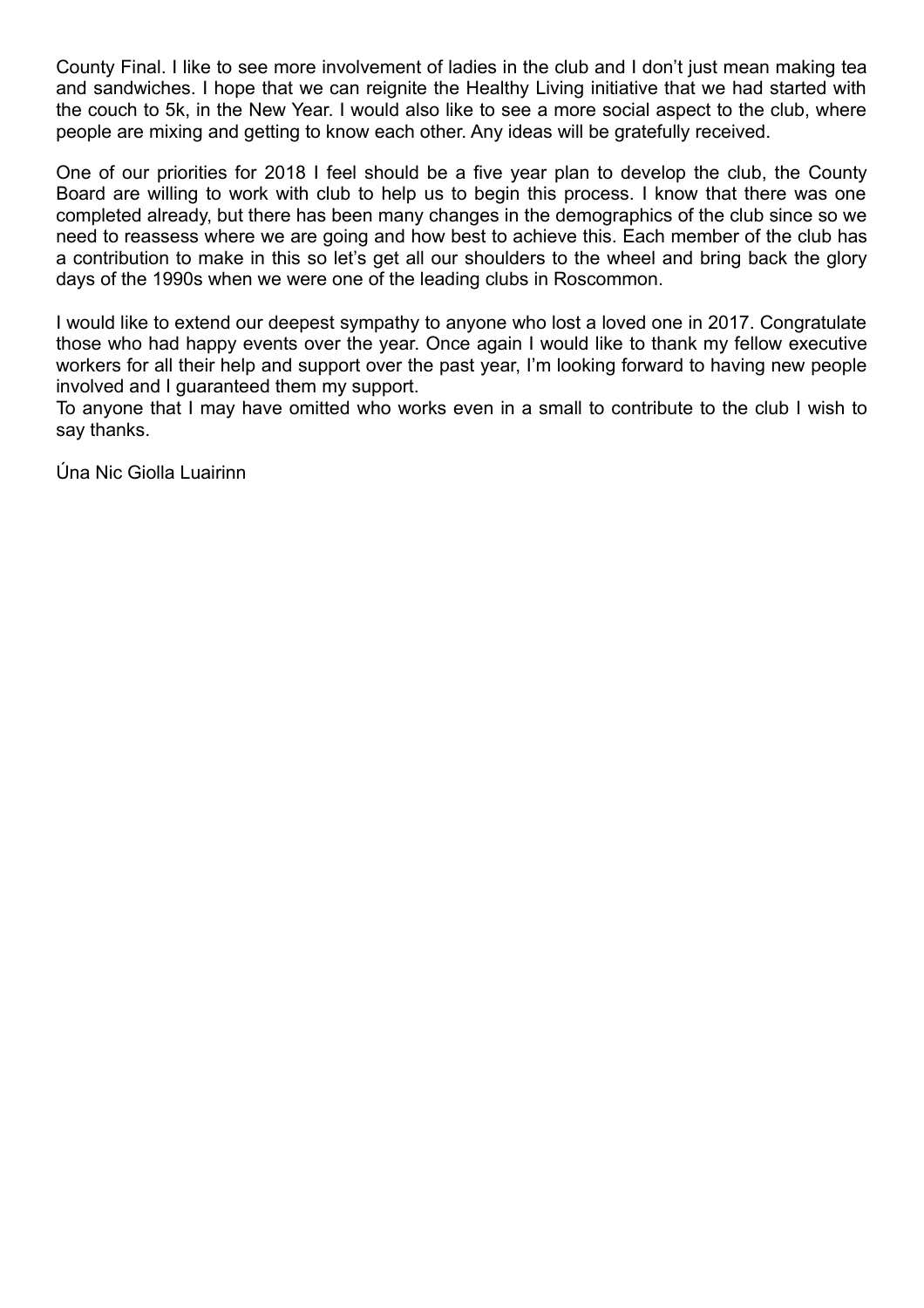County Final. I like to see more involvement of ladies in the club and I don't just mean making tea and sandwiches. I hope that we can reignite the Healthy Living initiative that we had started with the couch to 5k, in the New Year. I would also like to see a more social aspect to the club, where people are mixing and getting to know each other. Any ideas will be gratefully received.

One of our priorities for 2018 I feel should be a five year plan to develop the club, the County Board are willing to work with club to help us to begin this process. I know that there was one completed already, but there has been many changes in the demographics of the club since so we need to reassess where we are going and how best to achieve this. Each member of the club has a contribution to make in this so let's get all our shoulders to the wheel and bring back the glory days of the 1990s when we were one of the leading clubs in Roscommon.

I would like to extend our deepest sympathy to anyone who lost a loved one in 2017. Congratulate those who had happy events over the year. Once again I would like to thank my fellow executive workers for all their help and support over the past year, I'm looking forward to having new people involved and I guaranteed them my support.
To anyone that I may have omitted who works even in a small to contribute to the club I wish to say thanks.

Úna Nic Giolla Luairinn